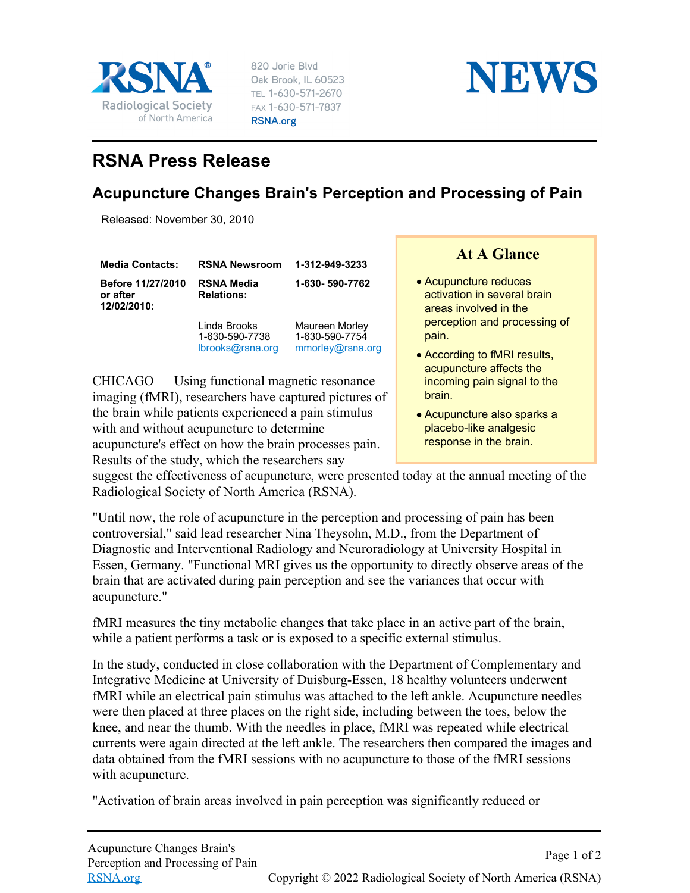RSNA® Radiological Society of North America

820 Jorie Blvd
Oak Brook, IL 60523
TEL 1-630-571-2670
FAX 1-630-571-7837
RSNA.org

**NEWS**

# RSNA Press Release

## Acupuncture Changes Brain's Perception and Processing of Pain

Released: November 30, 2010

| **Media Contacts:** | **RSNA Newsroom** | **1-312-949-3233** |
|---|---|---|
| **Before 11/27/2010 or after 12/02/2010:** | **RSNA Media Relations:** | **1-630- 590-7762** |
| | Linda Brooks 1-630-590-7738 lbrooks@rsna.org | Maureen Morley 1-630-590-7754 mmorley@rsna.org |

### At A Glance

- Acupuncture reduces activation in several brain areas involved in the perception and processing of pain.
- According to fMRI results, acupuncture affects the incoming pain signal to the brain.
- Acupuncture also sparks a placebo-like analgesic response in the brain.

CHICAGO — Using functional magnetic resonance imaging (fMRI), researchers have captured pictures of the brain while patients experienced a pain stimulus with and without acupuncture to determine acupuncture's effect on how the brain processes pain. Results of the study, which the researchers say suggest the effectiveness of acupuncture, were presented today at the annual meeting of the Radiological Society of North America (RSNA).

"Until now, the role of acupuncture in the perception and processing of pain has been controversial," said lead researcher Nina Theysohn, M.D., from the Department of Diagnostic and Interventional Radiology and Neuroradiology at University Hospital in Essen, Germany. "Functional MRI gives us the opportunity to directly observe areas of the brain that are activated during pain perception and see the variances that occur with acupuncture."

fMRI measures the tiny metabolic changes that take place in an active part of the brain, while a patient performs a task or is exposed to a specific external stimulus.

In the study, conducted in close collaboration with the Department of Complementary and Integrative Medicine at University of Duisburg-Essen, 18 healthy volunteers underwent fMRI while an electrical pain stimulus was attached to the left ankle. Acupuncture needles were then placed at three places on the right side, including between the toes, below the knee, and near the thumb. With the needles in place, fMRI was repeated while electrical currents were again directed at the left ankle. The researchers then compared the images and data obtained from the fMRI sessions with no acupuncture to those of the fMRI sessions with acupuncture.

"Activation of brain areas involved in pain perception was significantly reduced or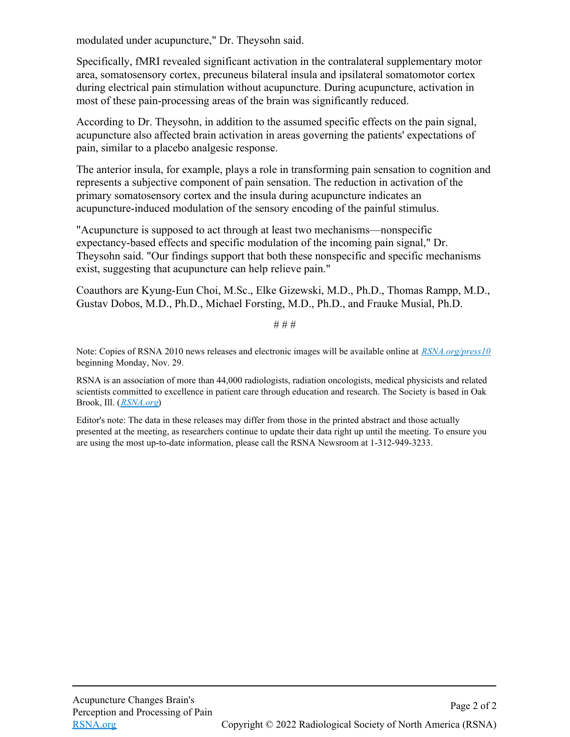modulated under acupuncture," Dr. Theysohn said.

Specifically, fMRI revealed significant activation in the contralateral supplementary motor area, somatosensory cortex, precuneus bilateral insula and ipsilateral somatomotor cortex during electrical pain stimulation without acupuncture. During acupuncture, activation in most of these pain-processing areas of the brain was significantly reduced.

According to Dr. Theysohn, in addition to the assumed specific effects on the pain signal, acupuncture also affected brain activation in areas governing the patients' expectations of pain, similar to a placebo analgesic response.

The anterior insula, for example, plays a role in transforming pain sensation to cognition and represents a subjective component of pain sensation. The reduction in activation of the primary somatosensory cortex and the insula during acupuncture indicates an acupuncture-induced modulation of the sensory encoding of the painful stimulus.

"Acupuncture is supposed to act through at least two mechanisms—nonspecific expectancy-based effects and specific modulation of the incoming pain signal," Dr. Theysohn said. "Our findings support that both these nonspecific and specific mechanisms exist, suggesting that acupuncture can help relieve pain."

Coauthors are Kyung-Eun Choi, M.Sc., Elke Gizewski, M.D., Ph.D., Thomas Rampp, M.D., Gustav Dobos, M.D., Ph.D., Michael Forsting, M.D., Ph.D., and Frauke Musial, Ph.D.

# # #

Note: Copies of RSNA 2010 news releases and electronic images will be available online at *RSNA.org/press10* beginning Monday, Nov. 29.

RSNA is an association of more than 44,000 radiologists, radiation oncologists, medical physicists and related scientists committed to excellence in patient care through education and research. The Society is based in Oak Brook, Ill. (*RSNA.org*)

Editor's note: The data in these releases may differ from those in the printed abstract and those actually presented at the meeting, as researchers continue to update their data right up until the meeting. To ensure you are using the most up-to-date information, please call the RSNA Newsroom at 1-312-949-3233.